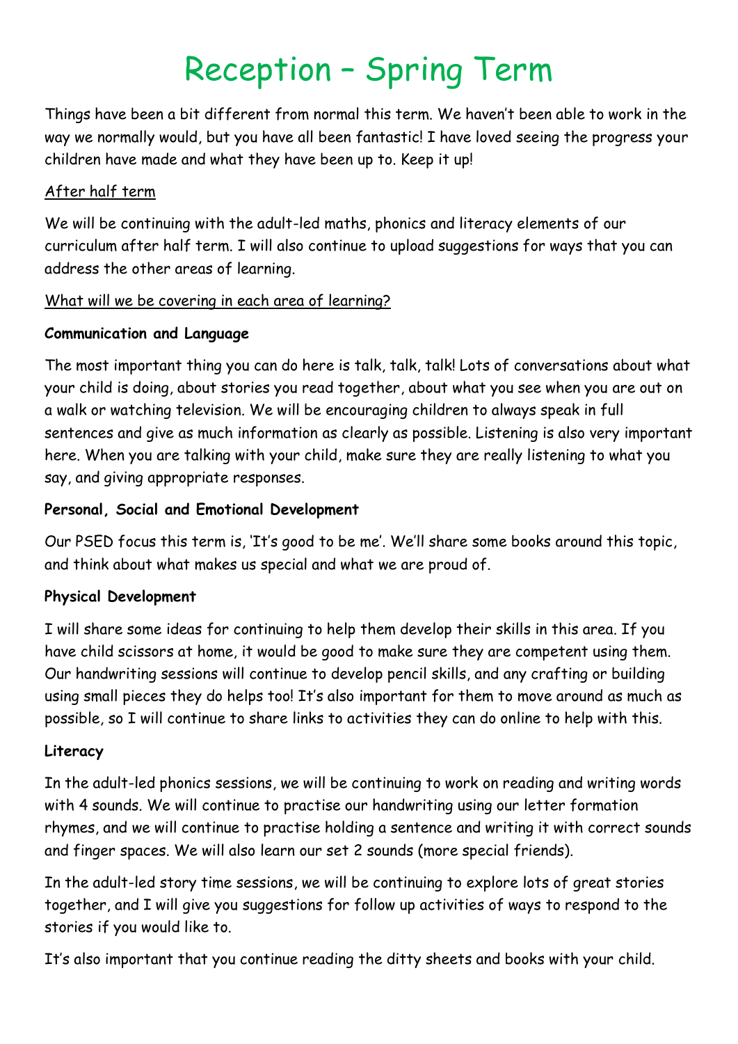# Reception – Spring Term

Things have been a bit different from normal this term. We haven't been able to work in the way we normally would, but you have all been fantastic! I have loved seeing the progress your children have made and what they have been up to. Keep it up!

<u>After half term</u>

We will be continuing with the adult-led maths, phonics and literacy elements of our curriculum after half term. I will also continue to upload suggestions for ways that you can address the other areas of learning.

<u>What will we be covering in each area of learning?</u>

**Communication and Language**

The most important thing you can do here is talk, talk, talk! Lots of conversations about what your child is doing, about stories you read together, about what you see when you are out on a walk or watching television. We will be encouraging children to always speak in full sentences and give as much information as clearly as possible. Listening is also very important here. When you are talking with your child, make sure they are really listening to what you say, and giving appropriate responses.

**Personal, Social and Emotional Development**

Our PSED focus this term is, 'It's good to be me'. We'll share some books around this topic, and think about what makes us special and what we are proud of.

**Physical Development**

I will share some ideas for continuing to help them develop their skills in this area. If you have child scissors at home, it would be good to make sure they are competent using them. Our handwriting sessions will continue to develop pencil skills, and any crafting or building using small pieces they do helps too! It's also important for them to move around as much as possible, so I will continue to share links to activities they can do online to help with this.

**Literacy**

In the adult-led phonics sessions, we will be continuing to work on reading and writing words with 4 sounds. We will continue to practise our handwriting using our letter formation rhymes, and we will continue to practise holding a sentence and writing it with correct sounds and finger spaces. We will also learn our set 2 sounds (more special friends).

In the adult-led story time sessions, we will be continuing to explore lots of great stories together, and I will give you suggestions for follow up activities of ways to respond to the stories if you would like to.

It's also important that you continue reading the ditty sheets and books with your child.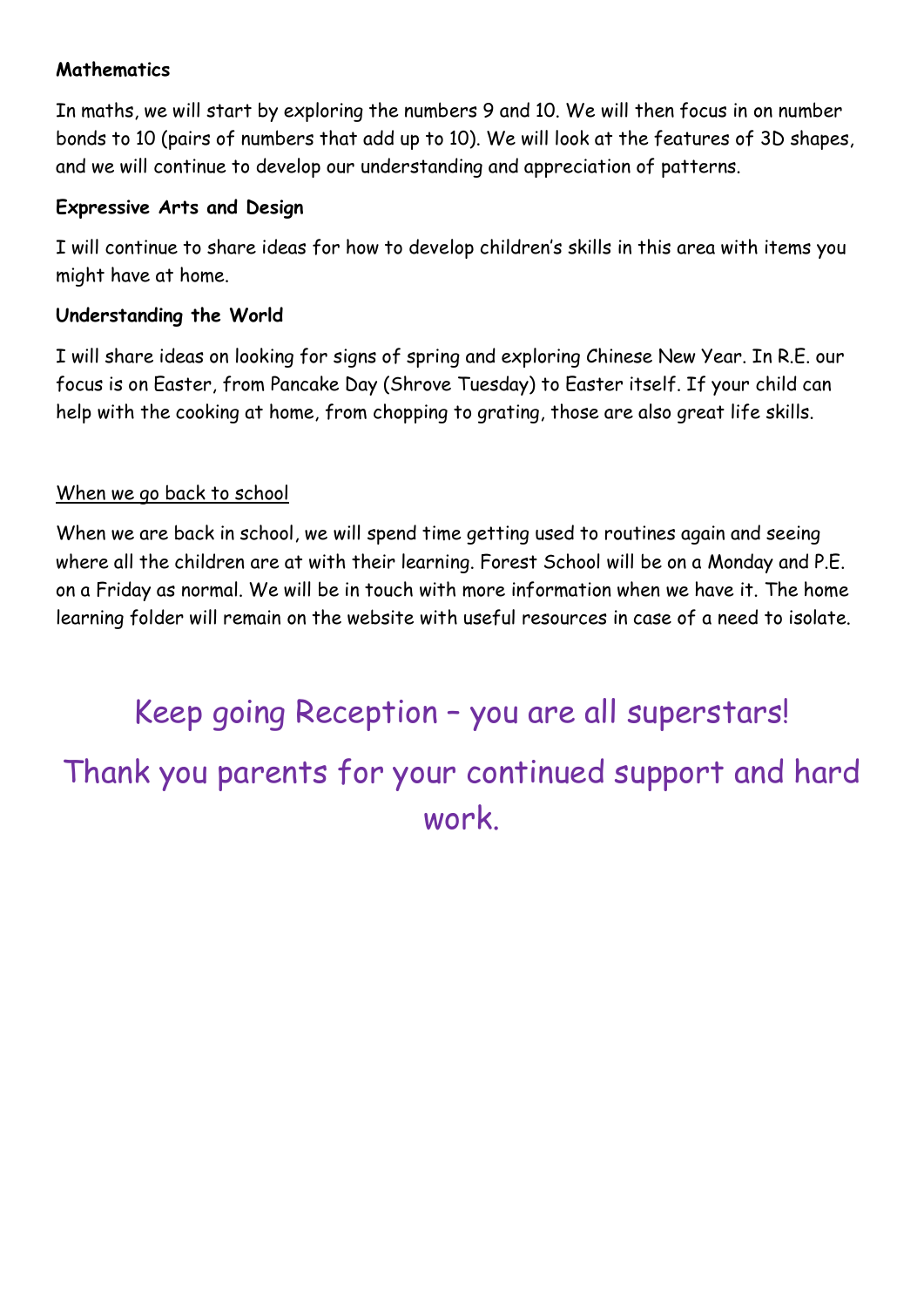**Mathematics**

In maths, we will start by exploring the numbers 9 and 10. We will then focus in on number bonds to 10 (pairs of numbers that add up to 10). We will look at the features of 3D shapes, and we will continue to develop our understanding and appreciation of patterns.

**Expressive Arts and Design**

I will continue to share ideas for how to develop children's skills in this area with items you might have at home.

**Understanding the World**

I will share ideas on looking for signs of spring and exploring Chinese New Year. In R.E. our focus is on Easter, from Pancake Day (Shrove Tuesday) to Easter itself. If your child can help with the cooking at home, from chopping to grating, those are also great life skills.

<u>When we go back to school</u>

When we are back in school, we will spend time getting used to routines again and seeing where all the children are at with their learning. Forest School will be on a Monday and P.E. on a Friday as normal. We will be in touch with more information when we have it. The home learning folder will remain on the website with useful resources in case of a need to isolate.

Keep going Reception – you are all superstars!

Thank you parents for your continued support and hard work.